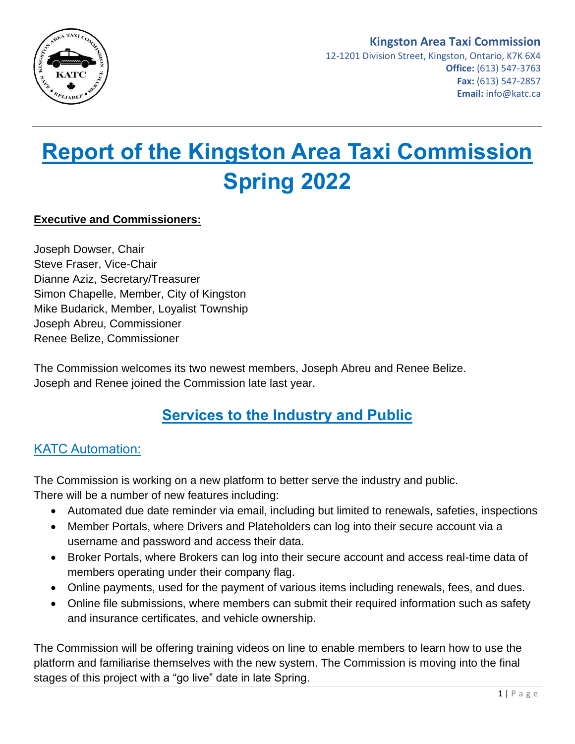**Kingston Area Taxi Commission**
12-1201 Division Street, Kingston, Ontario, K7K 6X4
**Office:** (613) 547-3763
**Fax:** (613) 547-2857
**Email:** info@katc.ca

# Report of the Kingston Area Taxi Commission Spring 2022

**Executive and Commissioners:**

Joseph Dowser, Chair
Steve Fraser, Vice-Chair
Dianne Aziz, Secretary/Treasurer
Simon Chapelle, Member, City of Kingston
Mike Budarick, Member, Loyalist Township
Joseph Abreu, Commissioner
Renee Belize, Commissioner

The Commission welcomes its two newest members, Joseph Abreu and Renee Belize. Joseph and Renee joined the Commission late last year.

## Services to the Industry and Public

### KATC Automation:

The Commission is working on a new platform to better serve the industry and public. There will be a number of new features including:

- Automated due date reminder via email, including but limited to renewals, safeties, inspections
- Member Portals, where Drivers and Plateholders can log into their secure account via a username and password and access their data.
- Broker Portals, where Brokers can log into their secure account and access real-time data of members operating under their company flag.
- Online payments, used for the payment of various items including renewals, fees, and dues.
- Online file submissions, where members can submit their required information such as safety and insurance certificates, and vehicle ownership.

The Commission will be offering training videos on line to enable members to learn how to use the platform and familiarise themselves with the new system. The Commission is moving into the final stages of this project with a "go live" date in late Spring.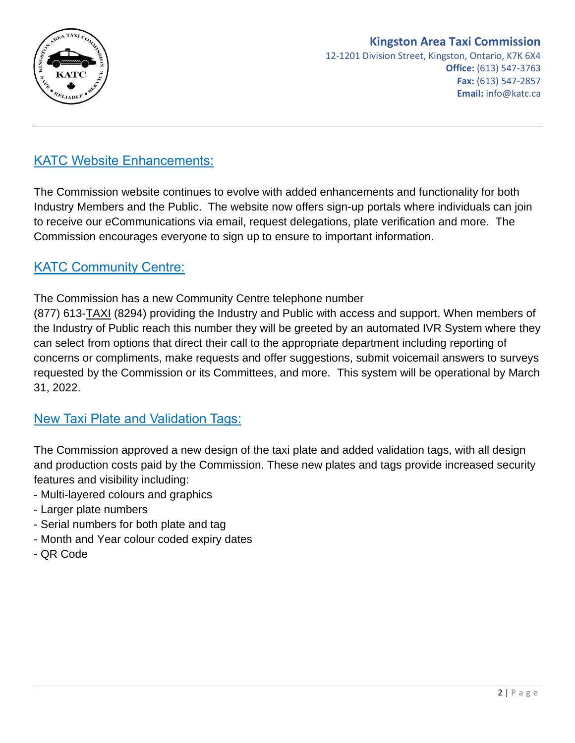## KATC Website Enhancements:

The Commission website continues to evolve with added enhancements and functionality for both Industry Members and the Public. The website now offers sign-up portals where individuals can join to receive our eCommunications via email, request delegations, plate verification and more. The Commission encourages everyone to sign up to ensure to important information.

## KATC Community Centre:

The Commission has a new Community Centre telephone number (877) 613-TAXI (8294) providing the Industry and Public with access and support. When members of the Industry of Public reach this number they will be greeted by an automated IVR System where they can select from options that direct their call to the appropriate department including reporting of concerns or compliments, make requests and offer suggestions, submit voicemail answers to surveys requested by the Commission or its Committees, and more. This system will be operational by March 31, 2022.

## New Taxi Plate and Validation Tags:

The Commission approved a new design of the taxi plate and added validation tags, with all design and production costs paid by the Commission. These new plates and tags provide increased security features and visibility including:

- Multi-layered colours and graphics
- Larger plate numbers
- Serial numbers for both plate and tag
- Month and Year colour coded expiry dates
- QR Code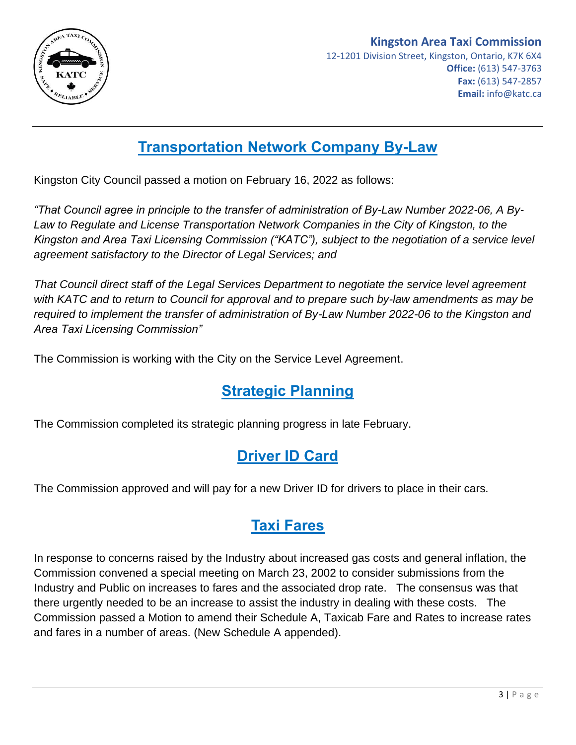**Kingston Area Taxi Commission**
12-1201 Division Street, Kingston, Ontario, K7K 6X4
**Office:** (613) 547-3763
**Fax:** (613) 547-2857
**Email:** info@katc.ca

## Transportation Network Company By-Law

Kingston City Council passed a motion on February 16, 2022 as follows:

*"That Council agree in principle to the transfer of administration of By-Law Number 2022-06, A By-Law to Regulate and License Transportation Network Companies in the City of Kingston, to the Kingston and Area Taxi Licensing Commission ("KATC"), subject to the negotiation of a service level agreement satisfactory to the Director of Legal Services; and*

*That Council direct staff of the Legal Services Department to negotiate the service level agreement with KATC and to return to Council for approval and to prepare such by-law amendments as may be required to implement the transfer of administration of By-Law Number 2022-06 to the Kingston and Area Taxi Licensing Commission"*

The Commission is working with the City on the Service Level Agreement.

## Strategic Planning

The Commission completed its strategic planning progress in late February.

## Driver ID Card

The Commission approved and will pay for a new Driver ID for drivers to place in their cars.

## Taxi Fares

In response to concerns raised by the Industry about increased gas costs and general inflation, the Commission convened a special meeting on March 23, 2002 to consider submissions from the Industry and Public on increases to fares and the associated drop rate. The consensus was that there urgently needed to be an increase to assist the industry in dealing with these costs. The Commission passed a Motion to amend their Schedule A, Taxicab Fare and Rates to increase rates and fares in a number of areas. (New Schedule A appended).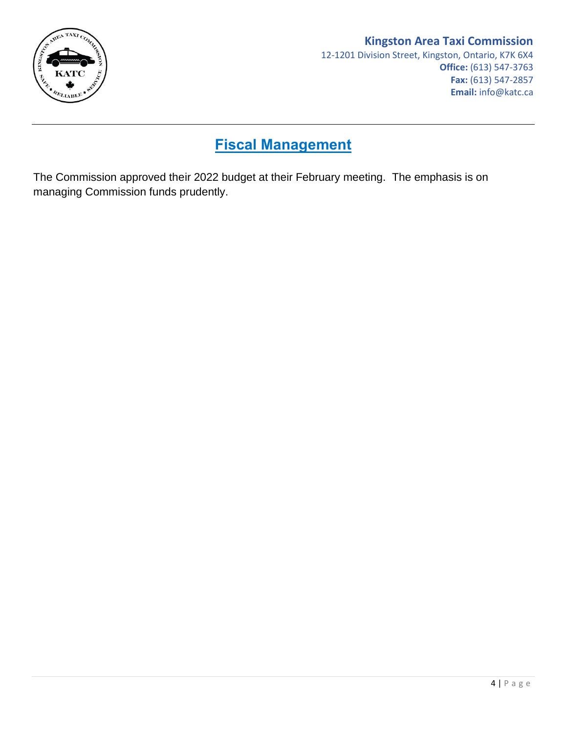## Fiscal Management

The Commission approved their 2022 budget at their February meeting. The emphasis is on managing Commission funds prudently.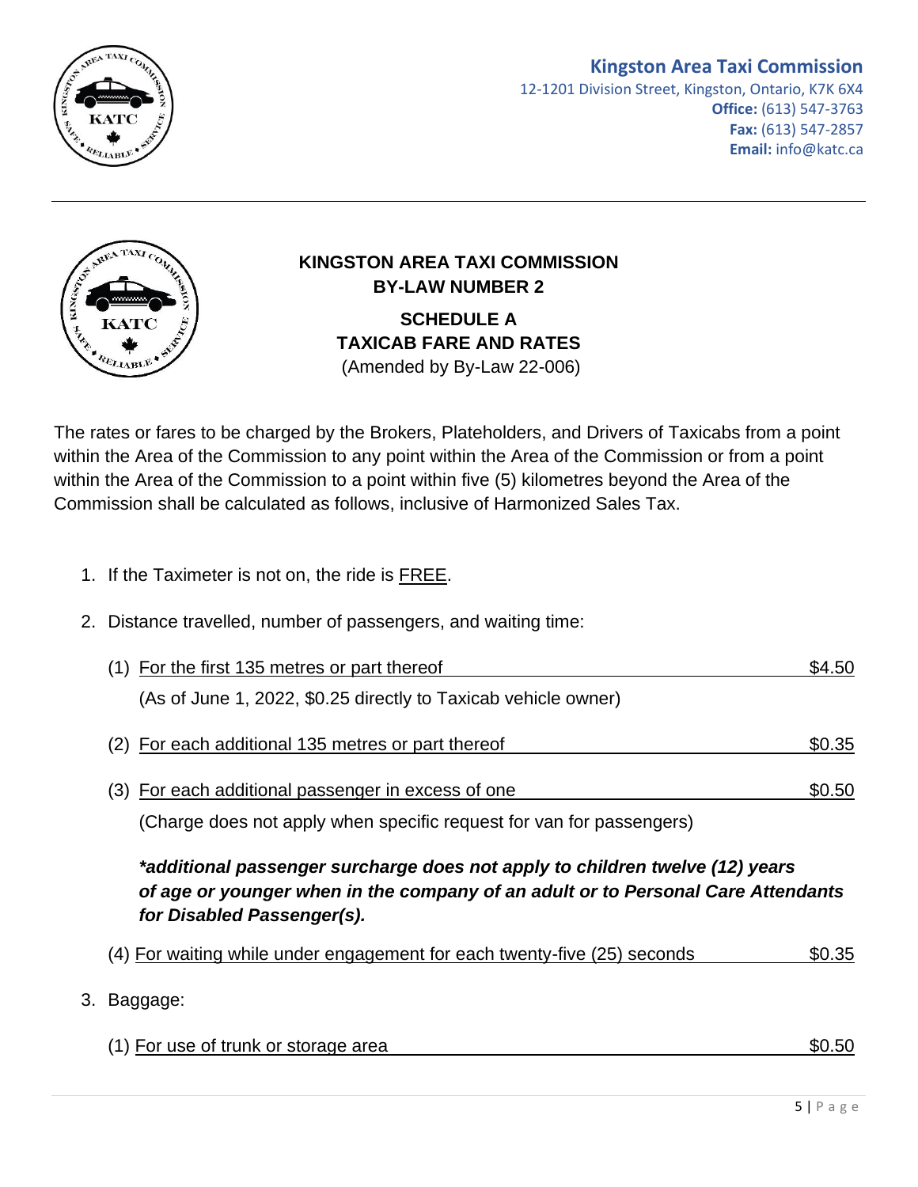**Kingston Area Taxi Commission**
12-1201 Division Street, Kingston, Ontario, K7K 6X4
**Office:** (613) 547-3763
**Fax:** (613) 547-2857
**Email:** info@katc.ca

---

# KINGSTON AREA TAXI COMMISSION
## BY-LAW NUMBER 2
## SCHEDULE A
## TAXICAB FARE AND RATES
(Amended by By-Law 22-006)

The rates or fares to be charged by the Brokers, Plateholders, and Drivers of Taxicabs from a point within the Area of the Commission to any point within the Area of the Commission or from a point within the Area of the Commission to a point within five (5) kilometres beyond the Area of the Commission shall be calculated as follows, inclusive of Harmonized Sales Tax.

1. If the Taximeter is not on, the ride is FREE.

2. Distance travelled, number of passengers, and waiting time:

   (1) For the first 135 metres or part thereof — $4.50
   (As of June 1, 2022, $0.25 directly to Taxicab vehicle owner)

   (2) For each additional 135 metres or part thereof — $0.35

   (3) For each additional passenger in excess of one — $0.50
   (Charge does not apply when specific request for van for passengers)

   ***additional passenger surcharge does not apply to children twelve (12) years of age or younger when in the company of an adult or to Personal Care Attendants for Disabled Passenger(s).***

   (4) For waiting while under engagement for each twenty-five (25) seconds — $0.35

3. Baggage:

   (1) For use of trunk or storage area — $0.50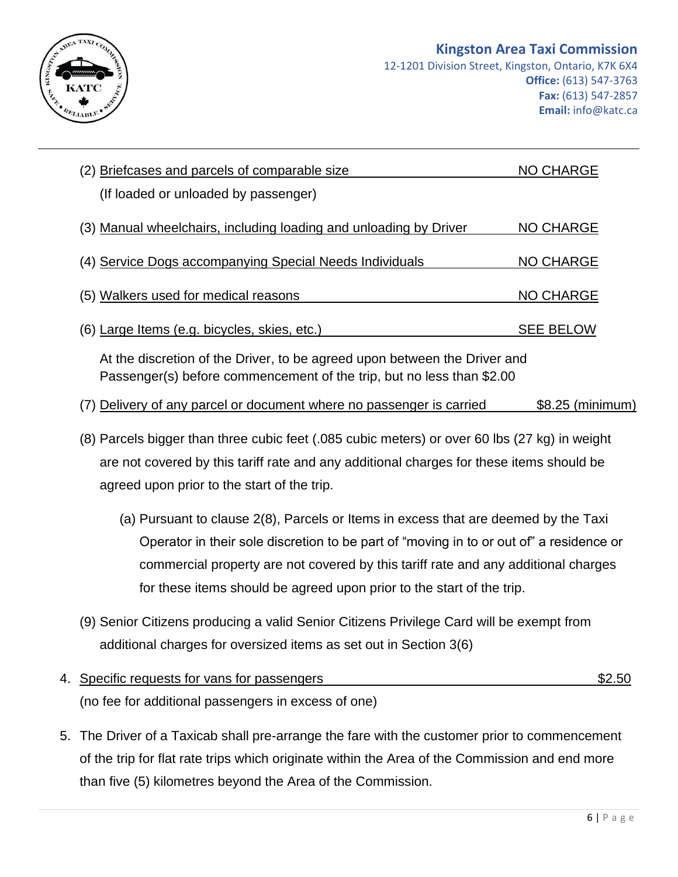(2) Briefcases and parcels of comparable size — NO CHARGE
(If loaded or unloaded by passenger)

(3) Manual wheelchairs, including loading and unloading by Driver — NO CHARGE

(4) Service Dogs accompanying Special Needs Individuals — NO CHARGE

(5) Walkers used for medical reasons — NO CHARGE

(6) Large Items (e.g. bicycles, skies, etc.) — SEE BELOW

At the discretion of the Driver, to be agreed upon between the Driver and Passenger(s) before commencement of the trip, but no less than $2.00

(7) Delivery of any parcel or document where no passenger is carried — $8.25 (minimum)

(8) Parcels bigger than three cubic feet (.085 cubic meters) or over 60 lbs (27 kg) in weight are not covered by this tariff rate and any additional charges for these items should be agreed upon prior to the start of the trip.

(a) Pursuant to clause 2(8), Parcels or Items in excess that are deemed by the Taxi Operator in their sole discretion to be part of "moving in to or out of" a residence or commercial property are not covered by this tariff rate and any additional charges for these items should be agreed upon prior to the start of the trip.

(9) Senior Citizens producing a valid Senior Citizens Privilege Card will be exempt from additional charges for oversized items as set out in Section 3(6)

4. Specific requests for vans for passengers — $2.50
(no fee for additional passengers in excess of one)

5. The Driver of a Taxicab shall pre-arrange the fare with the customer prior to commencement of the trip for flat rate trips which originate within the Area of the Commission and end more than five (5) kilometres beyond the Area of the Commission.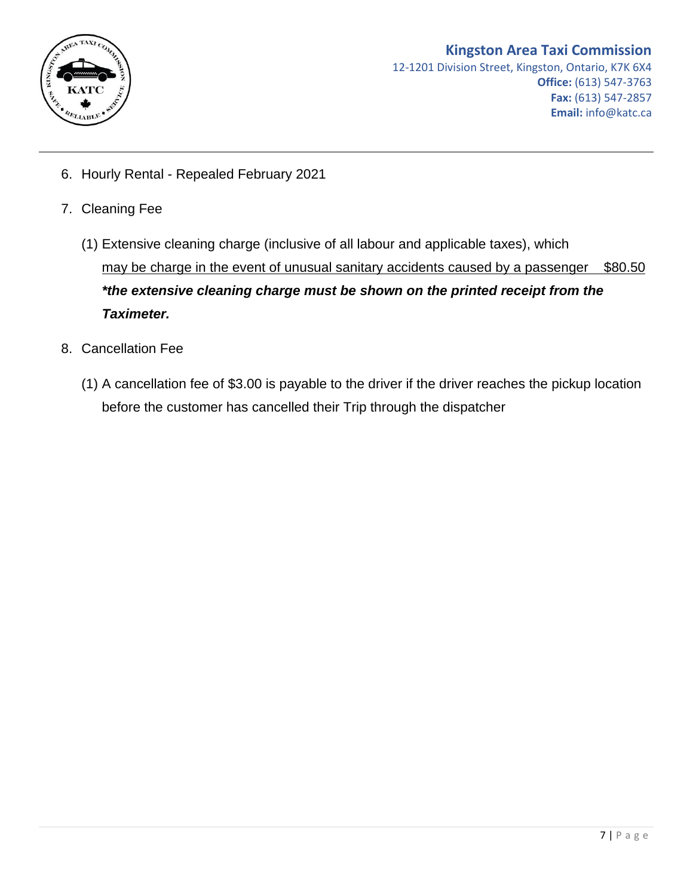6. Hourly Rental - Repealed February 2021

7. Cleaning Fee

   (1) Extensive cleaning charge (inclusive of all labour and applicable taxes), which may be charge in the event of unusual sanitary accidents caused by a passenger $80.50

   ***the extensive cleaning charge must be shown on the printed receipt from the Taximeter.***

8. Cancellation Fee

   (1) A cancellation fee of $3.00 is payable to the driver if the driver reaches the pickup location before the customer has cancelled their Trip through the dispatcher